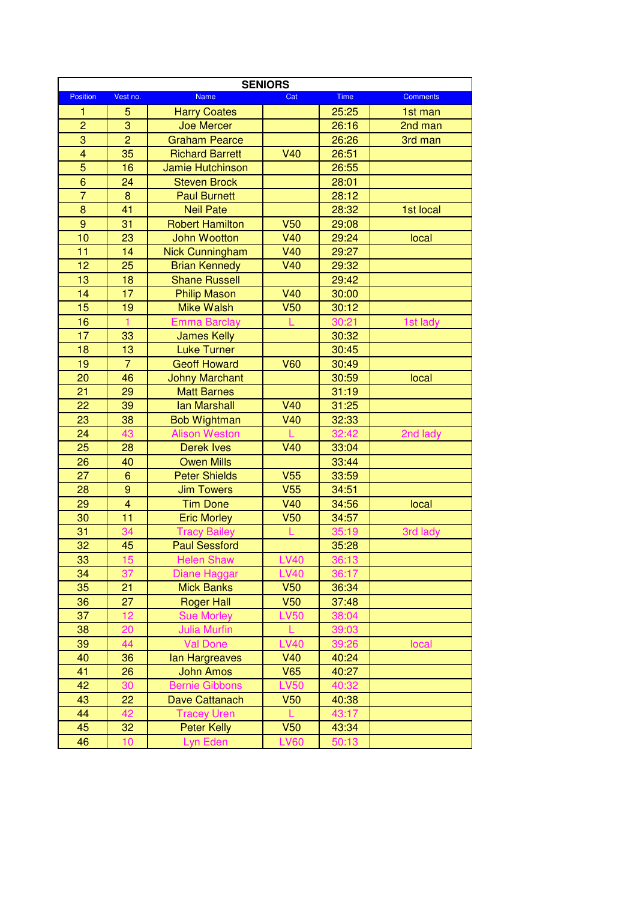| SENIORS | | | | | |
|---|---|---|---|---|---|
| Position | Vest no. | Name | Cat | Time | Comments |
| 1 | 5 | Harry Coates | | 25:25 | 1st man |
| 2 | 3 | Joe Mercer | | 26:16 | 2nd man |
| 3 | 2 | Graham Pearce | | 26:26 | 3rd man |
| 4 | 35 | Richard Barrett | V40 | 26:51 | |
| 5 | 16 | Jamie Hutchinson | | 26:55 | |
| 6 | 24 | Steven Brock | | 28:01 | |
| 7 | 8 | Paul Burnett | | 28:12 | |
| 8 | 41 | Neil Pate | | 28:32 | 1st local |
| 9 | 31 | Robert Hamilton | V50 | 29:08 | |
| 10 | 23 | John Wootton | V40 | 29:24 | local |
| 11 | 14 | Nick Cunningham | V40 | 29:27 | |
| 12 | 25 | Brian Kennedy | V40 | 29:32 | |
| 13 | 18 | Shane Russell | | 29:42 | |
| 14 | 17 | Philip Mason | V40 | 30:00 | |
| 15 | 19 | Mike Walsh | V50 | 30:12 | |
| 16 | 1 | Emma Barclay | L | 30:21 | 1st lady |
| 17 | 33 | James Kelly | | 30:32 | |
| 18 | 13 | Luke Turner | | 30:45 | |
| 19 | 7 | Geoff Howard | V60 | 30:49 | |
| 20 | 46 | Johny Marchant | | 30:59 | local |
| 21 | 29 | Matt Barnes | | 31:19 | |
| 22 | 39 | Ian Marshall | V40 | 31:25 | |
| 23 | 38 | Bob Wightman | V40 | 32:33 | |
| 24 | 43 | Alison Weston | L | 32:42 | 2nd lady |
| 25 | 28 | Derek Ives | V40 | 33:04 | |
| 26 | 40 | Owen Mills | | 33:44 | |
| 27 | 6 | Peter Shields | V55 | 33:59 | |
| 28 | 9 | Jim Towers | V55 | 34:51 | |
| 29 | 4 | Tim Done | V40 | 34:56 | local |
| 30 | 11 | Eric Morley | V50 | 34:57 | |
| 31 | 34 | Tracy Bailey | L | 35:19 | 3rd lady |
| 32 | 45 | Paul Sessford | | 35:28 | |
| 33 | 15 | Helen Shaw | LV40 | 36:13 | |
| 34 | 37 | Diane Haggar | LV40 | 36:17 | |
| 35 | 21 | Mick Banks | V50 | 36:34 | |
| 36 | 27 | Roger Hall | V50 | 37:48 | |
| 37 | 12 | Sue Morley | LV50 | 38:04 | |
| 38 | 20 | Julia Murfin | L | 39:03 | |
| 39 | 44 | Val Done | LV40 | 39:26 | local |
| 40 | 36 | Ian Hargreaves | V40 | 40:24 | |
| 41 | 26 | John Amos | V65 | 40:27 | |
| 42 | 30 | Bernie Gibbons | LV50 | 40:32 | |
| 43 | 22 | Dave Cattanach | V50 | 40:38 | |
| 44 | 42 | Tracey Uren | L | 43:17 | |
| 45 | 32 | Peter Kelly | V50 | 43:34 | |
| 46 | 10 | Lyn Eden | LV60 | 50:13 | |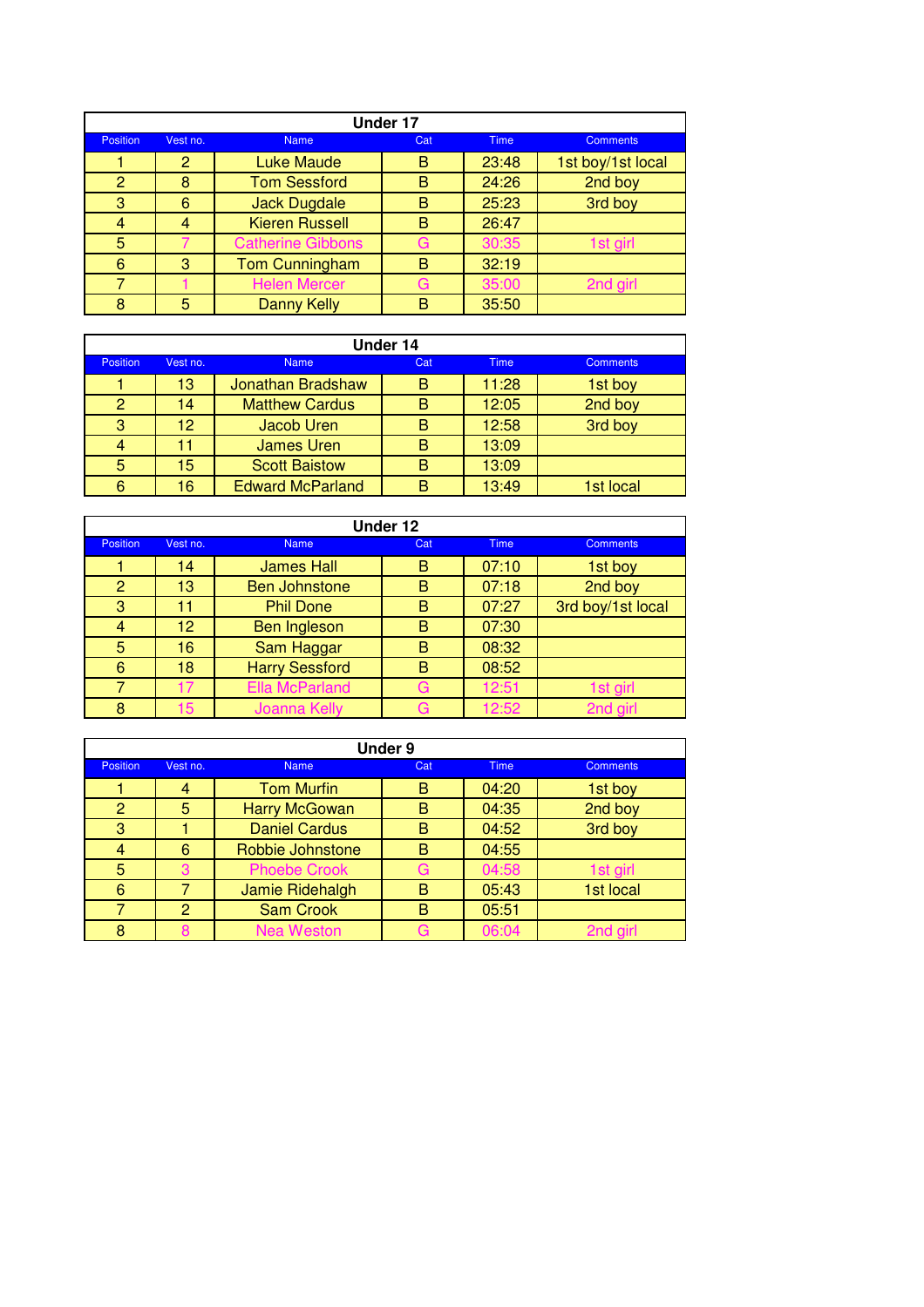## Under 17

| Position | Vest no. | Name | Cat | Time | Comments |
|---|---|---|---|---|---|
| 1 | 2 | Luke Maude | B | 23:48 | 1st boy/1st local |
| 2 | 8 | Tom Sessford | B | 24:26 | 2nd boy |
| 3 | 6 | Jack Dugdale | B | 25:23 | 3rd boy |
| 4 | 4 | Kieren Russell | B | 26:47 | |
| 5 | 7 | Catherine Gibbons | G | 30:35 | 1st girl |
| 6 | 3 | Tom Cunningham | B | 32:19 | |
| 7 | 1 | Helen Mercer | G | 35:00 | 2nd girl |
| 8 | 5 | Danny Kelly | B | 35:50 | |

## Under 14

| Position | Vest no. | Name | Cat | Time | Comments |
|---|---|---|---|---|---|
| 1 | 13 | Jonathan Bradshaw | B | 11:28 | 1st boy |
| 2 | 14 | Matthew Cardus | B | 12:05 | 2nd boy |
| 3 | 12 | Jacob Uren | B | 12:58 | 3rd boy |
| 4 | 11 | James Uren | B | 13:09 | |
| 5 | 15 | Scott Baistow | B | 13:09 | |
| 6 | 16 | Edward McParland | B | 13:49 | 1st local |

## Under 12

| Position | Vest no. | Name | Cat | Time | Comments |
|---|---|---|---|---|---|
| 1 | 14 | James Hall | B | 07:10 | 1st boy |
| 2 | 13 | Ben Johnstone | B | 07:18 | 2nd boy |
| 3 | 11 | Phil Done | B | 07:27 | 3rd boy/1st local |
| 4 | 12 | Ben Ingleson | B | 07:30 | |
| 5 | 16 | Sam Haggar | B | 08:32 | |
| 6 | 18 | Harry Sessford | B | 08:52 | |
| 7 | 17 | Ella McParland | G | 12:51 | 1st girl |
| 8 | 15 | Joanna Kelly | G | 12:52 | 2nd girl |

## Under 9

| Position | Vest no. | Name | Cat | Time | Comments |
|---|---|---|---|---|---|
| 1 | 4 | Tom Murfin | B | 04:20 | 1st boy |
| 2 | 5 | Harry McGowan | B | 04:35 | 2nd boy |
| 3 | 1 | Daniel Cardus | B | 04:52 | 3rd boy |
| 4 | 6 | Robbie Johnstone | B | 04:55 | |
| 5 | 3 | Phoebe Crook | G | 04:58 | 1st girl |
| 6 | 7 | Jamie Ridehalgh | B | 05:43 | 1st local |
| 7 | 2 | Sam Crook | B | 05:51 | |
| 8 | 8 | Nea Weston | G | 06:04 | 2nd girl |